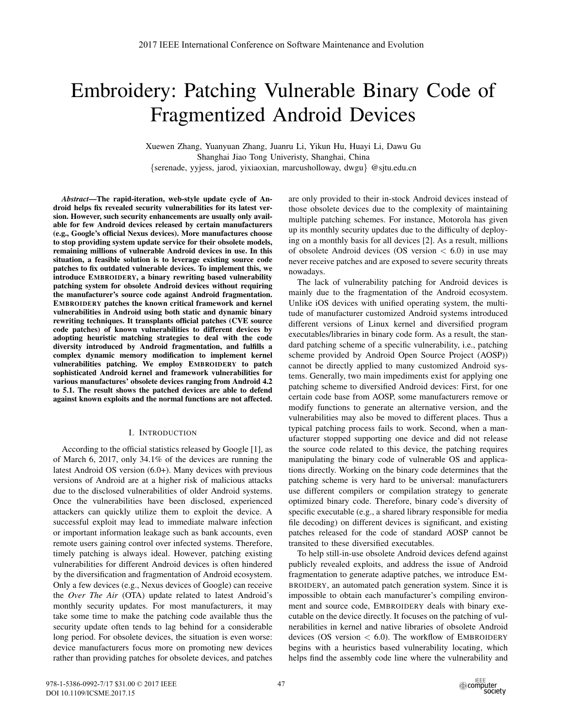# Embroidery: Patching Vulnerable Binary Code of Fragmentized Android Devices

Xuewen Zhang, Yuanyuan Zhang, Juanru Li, Yikun Hu, Huayi Li, Dawu Gu
Shanghai Jiao Tong Univeristy, Shanghai, China
{serenade, yyjess, jarod, yixiaoxian, marcusholloway, dwgu} @sjtu.edu.cn

***Abstract*—The rapid-iteration, web-style update cycle of Android helps fix revealed security vulnerabilities for its latest version. However, such security enhancements are usually only available for few Android devices released by certain manufacturers (e.g., Google's official Nexus devices). More manufactures choose to stop providing system update service for their obsolete models, remaining millions of vulnerable Android devices in use. In this situation, a feasible solution is to leverage existing source code patches to fix outdated vulnerable devices. To implement this, we introduce EMBROIDERY, a binary rewriting based vulnerability patching system for obsolete Android devices without requiring the manufacturer's source code against Android fragmentation. EMBROIDERY patches the known critical framework and kernel vulnerabilities in Android using both static and dynamic binary rewriting techniques. It transplants official patches (CVE source code patches) of known vulnerabilities to different devices by adopting heuristic matching strategies to deal with the code diversity introduced by Android fragmentation, and fulfills a complex dynamic memory modification to implement kernel vulnerabilities patching. We employ EMBROIDERY to patch sophisticated Android kernel and framework vulnerabilities for various manufactures' obsolete devices ranging from Android 4.2 to 5.1. The result shows the patched devices are able to defend against known exploits and the normal functions are not affected.**

## I. INTRODUCTION

According to the official statistics released by Google [1], as of March 6, 2017, only 34.1% of the devices are running the latest Android OS version (6.0+). Many devices with previous versions of Android are at a higher risk of malicious attacks due to the disclosed vulnerabilities of older Android systems. Once the vulnerabilities have been disclosed, experienced attackers can quickly utilize them to exploit the device. A successful exploit may lead to immediate malware infection or important information leakage such as bank accounts, even remote users gaining control over infected systems. Therefore, timely patching is always ideal. However, patching existing vulnerabilities for different Android devices is often hindered by the diversification and fragmentation of Android ecosystem. Only a few devices (e.g., Nexus devices of Google) can receive the *Over The Air* (OTA) update related to latest Android's monthly security updates. For most manufacturers, it may take some time to make the patching code available thus the security update often tends to lag behind for a considerable long period. For obsolete devices, the situation is even worse: device manufacturers focus more on promoting new devices rather than providing patches for obsolete devices, and patches are only provided to their in-stock Android devices instead of those obsolete devices due to the complexity of maintaining multiple patching schemes. For instance, Motorola has given up its monthly security updates due to the difficulty of deploying on a monthly basis for all devices [2]. As a result, millions of obsolete Android devices (OS version $< 6.0$) in use may never receive patches and are exposed to severe security threats nowadays.

The lack of vulnerability patching for Android devices is mainly due to the fragmentation of the Android ecosystem. Unlike iOS devices with unified operating system, the multitude of manufacturer customized Android systems introduced different versions of Linux kernel and diversified program executables/libraries in binary code form. As a result, the standard patching scheme of a specific vulnerability, i.e., patching scheme provided by Android Open Source Project (AOSP)) cannot be directly applied to many customized Android systems. Generally, two main impediments exist for applying one patching scheme to diversified Android devices: First, for one certain code base from AOSP, some manufacturers remove or modify functions to generate an alternative version, and the vulnerabilities may also be moved to different places. Thus a typical patching process fails to work. Second, when a manufacturer stopped supporting one device and did not release the source code related to this device, the patching requires manipulating the binary code of vulnerable OS and applications directly. Working on the binary code determines that the patching scheme is very hard to be universal: manufacturers use different compilers or compilation strategy to generate optimized binary code. Therefore, binary code's diversity of specific executable (e.g., a shared library responsible for media file decoding) on different devices is significant, and existing patches released for the code of standard AOSP cannot be transited to these diversified executables.

To help still-in-use obsolete Android devices defend against publicly revealed exploits, and address the issue of Android fragmentation to generate adaptive patches, we introduce EMBROIDERY, an automated patch generation system. Since it is impossible to obtain each manufacturer's compiling environment and source code, EMBROIDERY deals with binary executable on the device directly. It focuses on the patching of vulnerabilities in kernel and native libraries of obsolete Android devices (OS version $< 6.0$). The workflow of EMBROIDERY begins with a heuristics based vulnerability locating, which helps find the assembly code line where the vulnerability and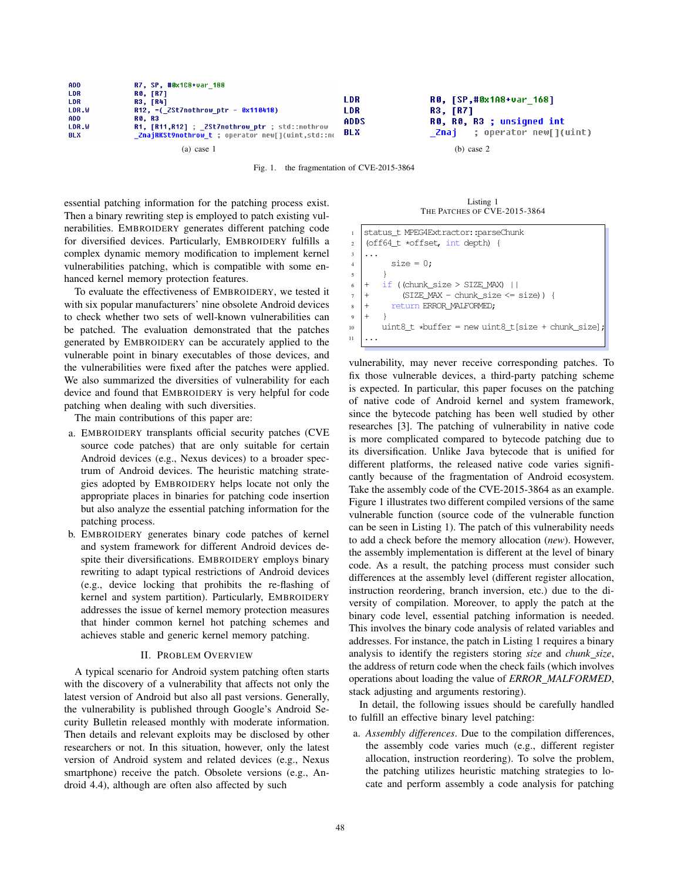```
ADD      R7, SP, #0x1C8+var_188
LDR      R0, [R7]
LDR      R3, [R4]
LDR.W    R12, =(_ZSt7nothrow_ptr - 0x110418)
ADD      R0, R3
LDR.W    R1, [R11,R12] ; _ZSt7nothrow_ptr ; std::nothrow
BLX      _ZnajRKSt9nothrow_t ; operator new[](uint,std::no
```

(a) case 1

```
LDR      R0, [SP,#0x1A8+var_168]
LDR      R3, [R7]
ADDS     R0, R0, R3 ; unsigned int
BLX      _Znaj    ; operator new[](uint)
```

(b) case 2

Fig. 1. the fragmentation of CVE-2015-3864

essential patching information for the patching process exist. Then a binary rewriting step is employed to patch existing vulnerabilities. EMBROIDERY generates different patching code for diversified devices. Particularly, EMBROIDERY fulfills a complex dynamic memory modification to implement kernel vulnerabilities patching, which is compatible with some enhanced kernel memory protection features.

To evaluate the effectiveness of EMBROIDERY, we tested it with six popular manufacturers' nine obsolete Android devices to check whether two sets of well-known vulnerabilities can be patched. The evaluation demonstrated that the patches generated by EMBROIDERY can be accurately applied to the vulnerable point in binary executables of those devices, and the vulnerabilities were fixed after the patches were applied. We also summarized the diversities of vulnerability for each device and found that EMBROIDERY is very helpful for code patching when dealing with such diversities.

The main contributions of this paper are:

a. EMBROIDERY transplants official security patches (CVE source code patches) that are only suitable for certain Android devices (e.g., Nexus devices) to a broader spectrum of Android devices. The heuristic matching strategies adopted by EMBROIDERY helps locate not only the appropriate places in binaries for patching code insertion but also analyze the essential patching information for the patching process.
b. EMBROIDERY generates binary code patches of kernel and system framework for different Android devices despite their diversifications. EMBROIDERY employs binary rewriting to adapt typical restrictions of Android devices (e.g., device locking that prohibits the re-flashing of kernel and system partition). Particularly, EMBROIDERY addresses the issue of kernel memory protection measures that hinder common kernel hot patching schemes and achieves stable and generic kernel memory patching.

## II. PROBLEM OVERVIEW

A typical scenario for Android system patching often starts with the discovery of a vulnerability that affects not only the latest version of Android but also all past versions. Generally, the vulnerability is published through Google's Android Security Bulletin released monthly with moderate information. Then details and relevant exploits may be disclosed by other researchers or not. In this situation, however, only the latest version of Android system and related devices (e.g., Nexus smartphone) receive the patch. Obsolete versions (e.g., Android 4.4), although are often also affected by such vulnerability, may never receive corresponding patches. To fix those vulnerable devices, a third-party patching scheme is expected. In particular, this paper focuses on the patching of native code of Android kernel and system framework, since the bytecode patching has been well studied by other researches [3]. The patching of vulnerability in native code is more complicated compared to bytecode patching due to its diversification. Unlike Java bytecode that is unified for different platforms, the released native code varies significantly because of the fragmentation of Android ecosystem. Take the assembly code of the CVE-2015-3864 as an example. Figure 1 illustrates two different compiled versions of the same vulnerable function (source code of the vulnerable function can be seen in Listing 1). The patch of this vulnerability needs to add a check before the memory allocation (*new*). However, the assembly implementation is different at the level of binary code. As a result, the patching process must consider such differences at the assembly level (different register allocation, instruction reordering, branch inversion, etc.) due to the diversity of compilation. Moreover, to apply the patch at the binary code level, essential patching information is needed. This involves the binary code analysis of related variables and addresses. For instance, the patch in Listing 1 requires a binary analysis to identify the registers storing *size* and *chunk_size*, the address of return code when the check fails (which involves operations about loading the value of *ERROR_MALFORMED*, stack adjusting and arguments restoring).

Listing 1
THE PATCHES OF CVE-2015-3864

```
1  status_t MPEG4Extractor::parseChunk
2  (off64_t *offset, int depth) {
3  ...
4        size = 0;
5      }
6  +   if ((chunk_size > SIZE_MAX) ||
7  +       (SIZE_MAX - chunk_size <= size)) {
8  +     return ERROR_MALFORMED;
9  +   }
10     uint8_t *buffer = new uint8_t[size + chunk_size];
11 ...
```

In detail, the following issues should be carefully handled to fulfill an effective binary level patching:

a. *Assembly differences*. Due to the compilation differences, the assembly code varies much (e.g., different register allocation, instruction reordering). To solve the problem, the patching utilizes heuristic matching strategies to locate and perform assembly a code analysis for patching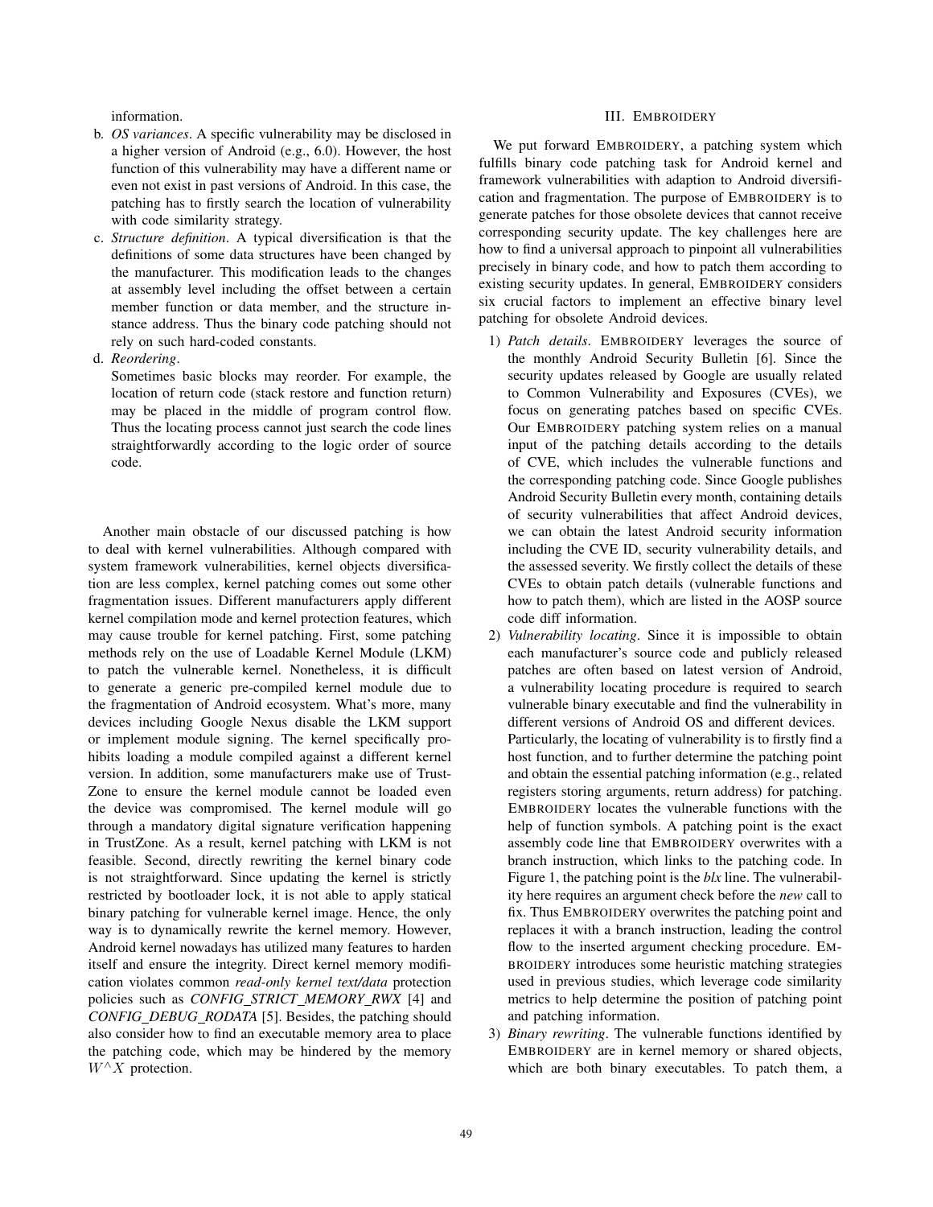information.

b. *OS variances*. A specific vulnerability may be disclosed in a higher version of Android (e.g., 6.0). However, the host function of this vulnerability may have a different name or even not exist in past versions of Android. In this case, the patching has to firstly search the location of vulnerability with code similarity strategy.
c. *Structure definition*. A typical diversification is that the definitions of some data structures have been changed by the manufacturer. This modification leads to the changes at assembly level including the offset between a certain member function or data member, and the structure instance address. Thus the binary code patching should not rely on such hard-coded constants.
d. *Reordering*.
   Sometimes basic blocks may reorder. For example, the location of return code (stack restore and function return) may be placed in the middle of program control flow. Thus the locating process cannot just search the code lines straightforwardly according to the logic order of source code.

Another main obstacle of our discussed patching is how to deal with kernel vulnerabilities. Although compared with system framework vulnerabilities, kernel objects diversification are less complex, kernel patching comes out some other fragmentation issues. Different manufacturers apply different kernel compilation mode and kernel protection features, which may cause trouble for kernel patching. First, some patching methods rely on the use of Loadable Kernel Module (LKM) to patch the vulnerable kernel. Nonetheless, it is difficult to generate a generic pre-compiled kernel module due to the fragmentation of Android ecosystem. What's more, many devices including Google Nexus disable the LKM support or implement module signing. The kernel specifically prohibits loading a module compiled against a different kernel version. In addition, some manufacturers make use of TrustZone to ensure the kernel module cannot be loaded even the device was compromised. The kernel module will go through a mandatory digital signature verification happening in TrustZone. As a result, kernel patching with LKM is not feasible. Second, directly rewriting the kernel binary code is not straightforward. Since updating the kernel is strictly restricted by bootloader lock, it is not able to apply statical binary patching for vulnerable kernel image. Hence, the only way is to dynamically rewrite the kernel memory. However, Android kernel nowadays has utilized many features to harden itself and ensure the integrity. Direct kernel memory modification violates common *read-only kernel text/data* protection policies such as *CONFIG_STRICT_MEMORY_RWX* [4] and *CONFIG_DEBUG_RODATA* [5]. Besides, the patching should also consider how to find an executable memory area to place the patching code, which may be hindered by the memory $W \hat{} X$ protection.

## III. EMBROIDERY

We put forward EMBROIDERY, a patching system which fulfills binary code patching task for Android kernel and framework vulnerabilities with adaption to Android diversification and fragmentation. The purpose of EMBROIDERY is to generate patches for those obsolete devices that cannot receive corresponding security update. The key challenges here are how to find a universal approach to pinpoint all vulnerabilities precisely in binary code, and how to patch them according to existing security updates. In general, EMBROIDERY considers six crucial factors to implement an effective binary level patching for obsolete Android devices.

1) *Patch details*. EMBROIDERY leverages the source of the monthly Android Security Bulletin [6]. Since the security updates released by Google are usually related to Common Vulnerability and Exposures (CVEs), we focus on generating patches based on specific CVEs. Our EMBROIDERY patching system relies on a manual input of the patching details according to the details of CVE, which includes the vulnerable functions and the corresponding patching code. Since Google publishes Android Security Bulletin every month, containing details of security vulnerabilities that affect Android devices, we can obtain the latest Android security information including the CVE ID, security vulnerability details, and the assessed severity. We firstly collect the details of these CVEs to obtain patch details (vulnerable functions and how to patch them), which are listed in the AOSP source code diff information.
2) *Vulnerability locating*. Since it is impossible to obtain each manufacturer's source code and publicly released patches are often based on latest version of Android, a vulnerability binary locating procedure is required to search vulnerable binary executable and find the vulnerability in different versions of Android OS and different devices.
   Particularly, the locating of vulnerability is to firstly find a host function, and to further determine the patching point and obtain the essential patching information (e.g., related registers storing arguments, return address) for patching. EMBROIDERY locates the vulnerable functions with the help of function symbols. A patching point is the exact assembly code line that EMBROIDERY overwrites with a branch instruction, which links to the patching code. In Figure 1, the patching point is the *blx* line. The vulnerability here requires an argument check before the *new* call to fix. Thus EMBROIDERY overwrites the patching point and replaces it with a branch instruction, leading the control flow to the inserted argument checking procedure. EMBROIDERY introduces some heuristic matching strategies used in previous studies, which leverage code similarity metrics to help determine the position of patching point and patching information.
3) *Binary rewriting*. The vulnerable functions identified by EMBROIDERY are in kernel memory or shared objects, which are both binary executables. To patch them, a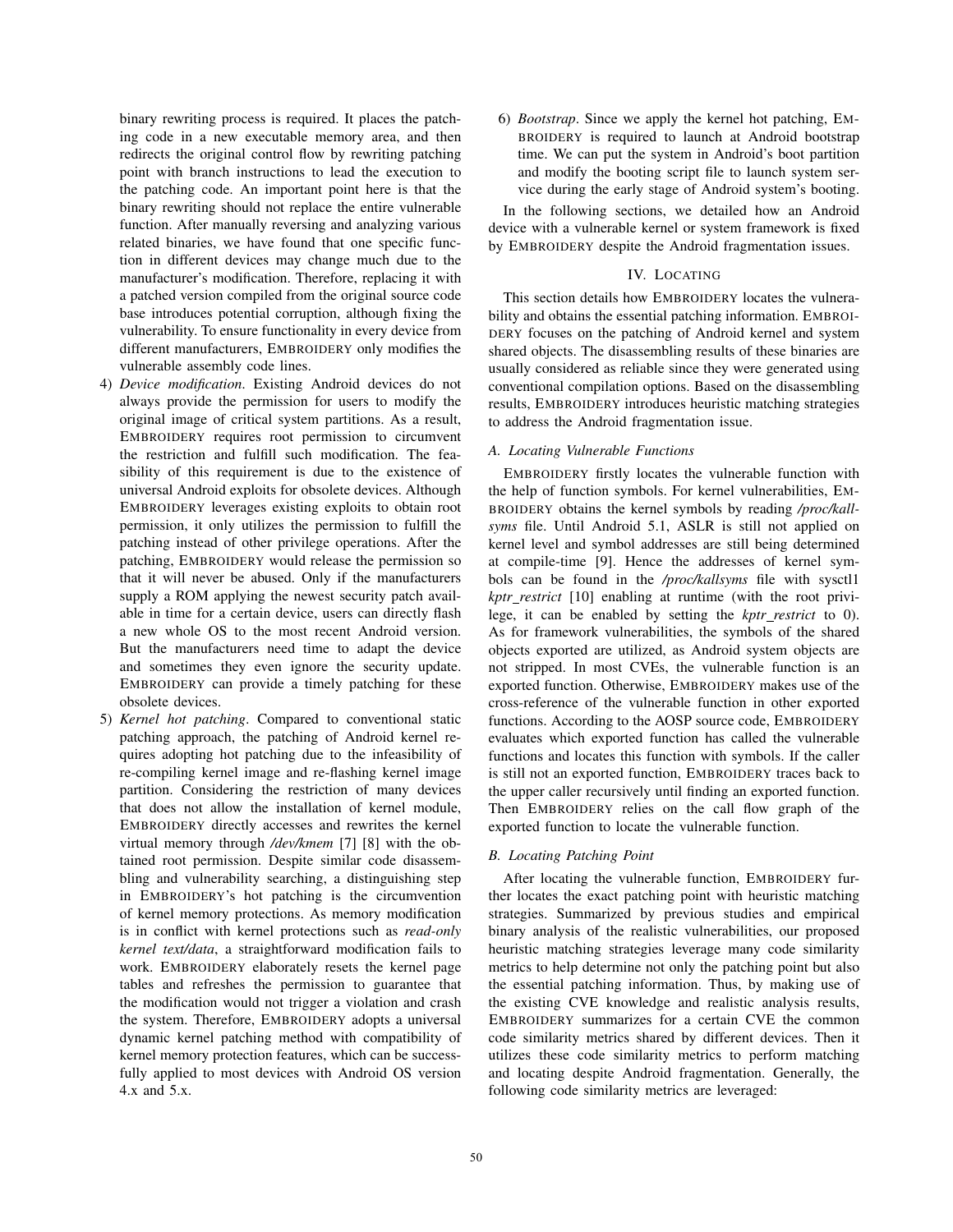binary rewriting process is required. It places the patching code in a new executable memory area, and then redirects the original control flow by rewriting patching point with branch instructions to lead the execution to the patching code. An important point here is that the binary rewriting should not replace the entire vulnerable function. After manually reversing and analyzing various related binaries, we have found that one specific function in different devices may change much due to the manufacturer's modification. Therefore, replacing it with a patched version compiled from the original source code base introduces potential corruption, although fixing the vulnerability. To ensure functionality in every device from different manufacturers, EMBROIDERY only modifies the vulnerable assembly code lines.

4) *Device modification*. Existing Android devices do not always provide the permission for users to modify the original image of critical system partitions. As a result, EMBROIDERY requires root permission to circumvent the restriction and fulfill such modification. The feasibility of this requirement is due to the existence of universal Android exploits for obsolete devices. Although EMBROIDERY leverages existing exploits to obtain root permission, it only utilizes the permission to fulfill the patching instead of other privilege operations. After the patching, EMBROIDERY would release the permission so that it will never be abused. Only if the manufacturers supply a ROM applying the newest security patch available in time for a certain device, users can directly flash a new whole OS to the most recent Android version. But the manufacturers need time to adapt the device and sometimes they even ignore the security update. EMBROIDERY can provide a timely patching for these obsolete devices.

5) *Kernel hot patching*. Compared to conventional static patching approach, the patching of Android kernel requires adopting hot patching due to the infeasibility of re-compiling kernel image and re-flashing kernel image partition. Considering the restriction of many devices that does not allow the installation of kernel module, EMBROIDERY directly accesses and rewrites the kernel virtual memory through */dev/kmem* [7] [8] with the obtained root permission. Despite similar code disassembling and vulnerability searching, a distinguishing step in EMBROIDERY's hot patching is the circumvention of kernel memory protections. As memory modification is in conflict with kernel protections such as *read-only kernel text/data*, a straightforward modification fails to work. EMBROIDERY elaborately resets the kernel page tables and refreshes the permission to guarantee that the modification would not trigger a violation and crash the system. Therefore, EMBROIDERY adopts a universal dynamic kernel patching method with compatibility of kernel memory protection features, which can be successfully applied to most devices with Android OS version 4.x and 5.x.

6) *Bootstrap*. Since we apply the kernel hot patching, EMBROIDERY is required to launch at Android bootstrap time. We can put the system in Android's boot partition and modify the booting script file to launch system service during the early stage of Android system's booting.

In the following sections, we detailed how an Android device with a vulnerable kernel or system framework is fixed by EMBROIDERY despite the Android fragmentation issues.

## IV. LOCATING

This section details how EMBROIDERY locates the vulnerability and obtains the essential patching information. EMBROIDERY focuses on the patching of Android kernel and system shared objects. The disassembling results of these binaries are usually considered as reliable since they were generated using conventional compilation options. Based on the disassembling results, EMBROIDERY introduces heuristic matching strategies to address the Android fragmentation issue.

### A. Locating Vulnerable Functions

EMBROIDERY firstly locates the vulnerable function with the help of function symbols. For kernel vulnerabilities, EMBROIDERY obtains the kernel symbols by reading */proc/kallsyms* file. Until Android 5.1, ASLR is still not applied on kernel level and symbol addresses are still being determined at compile-time [9]. Hence the addresses of kernel symbols can be found in the */proc/kallsyms* file with sysctl1 *kptr_restrict* [10] enabling at runtime (with the root privilege, it can be enabled by setting the *kptr_restrict* to 0). As for framework vulnerabilities, the symbols of the shared objects exported are utilized, as Android system objects are not stripped. In most CVEs, the vulnerable function is an exported function. Otherwise, EMBROIDERY makes use of the cross-reference of the vulnerable function in other exported functions. According to the AOSP source code, EMBROIDERY evaluates which exported function has called the vulnerable functions and locates this function with symbols. If the caller is still not an exported function, EMBROIDERY traces back to the upper caller recursively until finding an exported function. Then EMBROIDERY relies on the call flow graph of the exported function to locate the vulnerable function.

### B. Locating Patching Point

After locating the vulnerable function, EMBROIDERY further locates the exact patching point with heuristic matching strategies. Summarized by previous studies and empirical binary analysis of the realistic vulnerabilities, our proposed heuristic matching strategies leverage many code similarity metrics to help determine not only the patching point but also the essential patching information. Thus, by making use of the existing CVE knowledge and realistic analysis results, EMBROIDERY summarizes for a certain CVE the common code similarity metrics shared by different devices. Then it utilizes these code similarity metrics to perform matching and locating despite Android fragmentation. Generally, the following code similarity metrics are leveraged: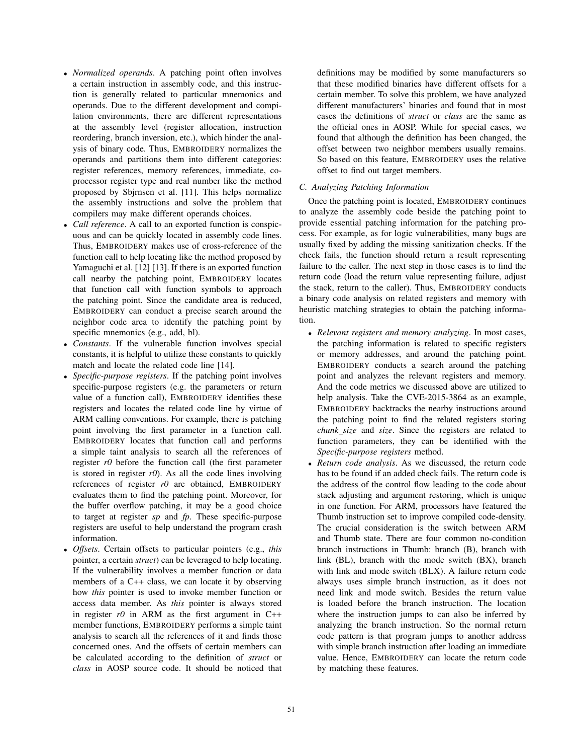- *Normalized operands*. A patching point often involves a certain instruction in assembly code, and this instruction is generally related to particular mnemonics and operands. Due to the different development and compilation environments, there are different representations at the assembly level (register allocation, instruction reordering, branch inversion, etc.), which hinder the analysis of binary code. Thus, EMBROIDERY normalizes the operands and partitions them into different categories: register references, memory references, immediate, co-processor register type and real number like the method proposed by Sbjrnsen et al. [11]. This helps normalize the assembly instructions and solve the problem that compilers may make different operands choices.
- *Call reference*. A call to an exported function is conspicuous and can be quickly located in assembly code lines. Thus, EMBROIDERY makes use of cross-reference of the function call to help locating like the method proposed by Yamaguchi et al. [12] [13]. If there is an exported function call nearby the patching point, EMBROIDERY locates that function call with function symbols to approach the patching point. Since the candidate area is reduced, EMBROIDERY can conduct a precise search around the neighbor code area to identify the patching point by specific mnemonics (e.g., add, bl).
- *Constants*. If the vulnerable function involves special constants, it is helpful to utilize these constants to quickly match and locate the related code line [14].
- *Specific-purpose registers*. If the patching point involves specific-purpose registers (e.g. the parameters or return value of a function call), EMBROIDERY identifies these registers and locates the related code line by virtue of ARM calling conventions. For example, there is patching point involving the first parameter in a function call. EMBROIDERY locates that function call and performs a simple taint analysis to search all the references of register *r0* before the function call (the first parameter is stored in register *r0*). As all the code lines involving references of register *r0* are obtained, EMBROIDERY evaluates them to find the patching point. Moreover, for the buffer overflow patching, it may be a good choice to target at register *sp* and *fp*. These specific-purpose registers are useful to help understand the program crash information.
- *Offsets*. Certain offsets to particular pointers (e.g., *this* pointer, a certain *struct*) can be leveraged to help locating. If the vulnerability involves a member function or data members of a C++ class, we can locate it by observing how *this* pointer is used to invoke member function or access data member. As *this* pointer is always stored in register *r0* in ARM as the first argument in C++ member functions, EMBROIDERY performs a simple taint analysis to search all the references of it and finds those concerned ones. And the offsets of certain members can be calculated according to the definition of *struct* or *class* in AOSP source code. It should be noticed that definitions may be modified by some manufacturers so that these modified binaries have different offsets for a certain member. To solve this problem, we have analyzed different manufacturers' binaries and found that in most cases the definitions of *struct* or *class* are the same as the official ones in AOSP. While for special cases, we found that although the definition has been changed, the offset between two neighbor members usually remains. So based on this feature, EMBROIDERY uses the relative offset to find out target members.

### C. Analyzing Patching Information

Once the patching point is located, EMBROIDERY continues to analyze the assembly code beside the patching point to provide essential patching information for the patching process. For example, as for logic vulnerabilities, many bugs are usually fixed by adding the missing sanitization checks. If the check fails, the function should return a result representing failure to the caller. The next step in those cases is to find the return code (load the return value representing failure, adjust the stack, return to the caller). Thus, EMBROIDERY conducts a binary code analysis on related registers and memory with heuristic matching strategies to obtain the patching information.

- *Relevant registers and memory analyzing*. In most cases, the patching information is related to specific registers or memory addresses, and around the patching point. EMBROIDERY conducts a search around the patching point and analyzes the relevant registers and memory. And the code metrics we discussed above are utilized to help analysis. Take the CVE-2015-3864 as an example, EMBROIDERY backtracks the nearby instructions around the patching point to find the related registers storing *chunk_size* and *size*. Since the registers are related to function parameters, they can be identified with the *Specific-purpose registers* method.
- *Return code analysis*. As we discussed, the return code has to be found if an added check fails. The return code is the address of the control flow leading to the code about stack adjusting and argument restoring, which is unique in one function. For ARM, processors have featured the Thumb instruction set to improve compiled code-density. The crucial consideration is the switch between ARM and Thumb state. There are four common no-condition branch instructions in Thumb: branch (B), branch with link (BL), branch with the mode switch (BX), branch with link and mode switch (BLX). A failure return code always uses simple branch instruction, as it does not need link and mode switch. Besides the return value is loaded before the branch instruction. The location where the instruction jumps to can also be inferred by analyzing the branch instruction. So the normal return code pattern is that program jumps to another address with simple branch instruction after loading an immediate value. Hence, EMBROIDERY can locate the return code by matching these features.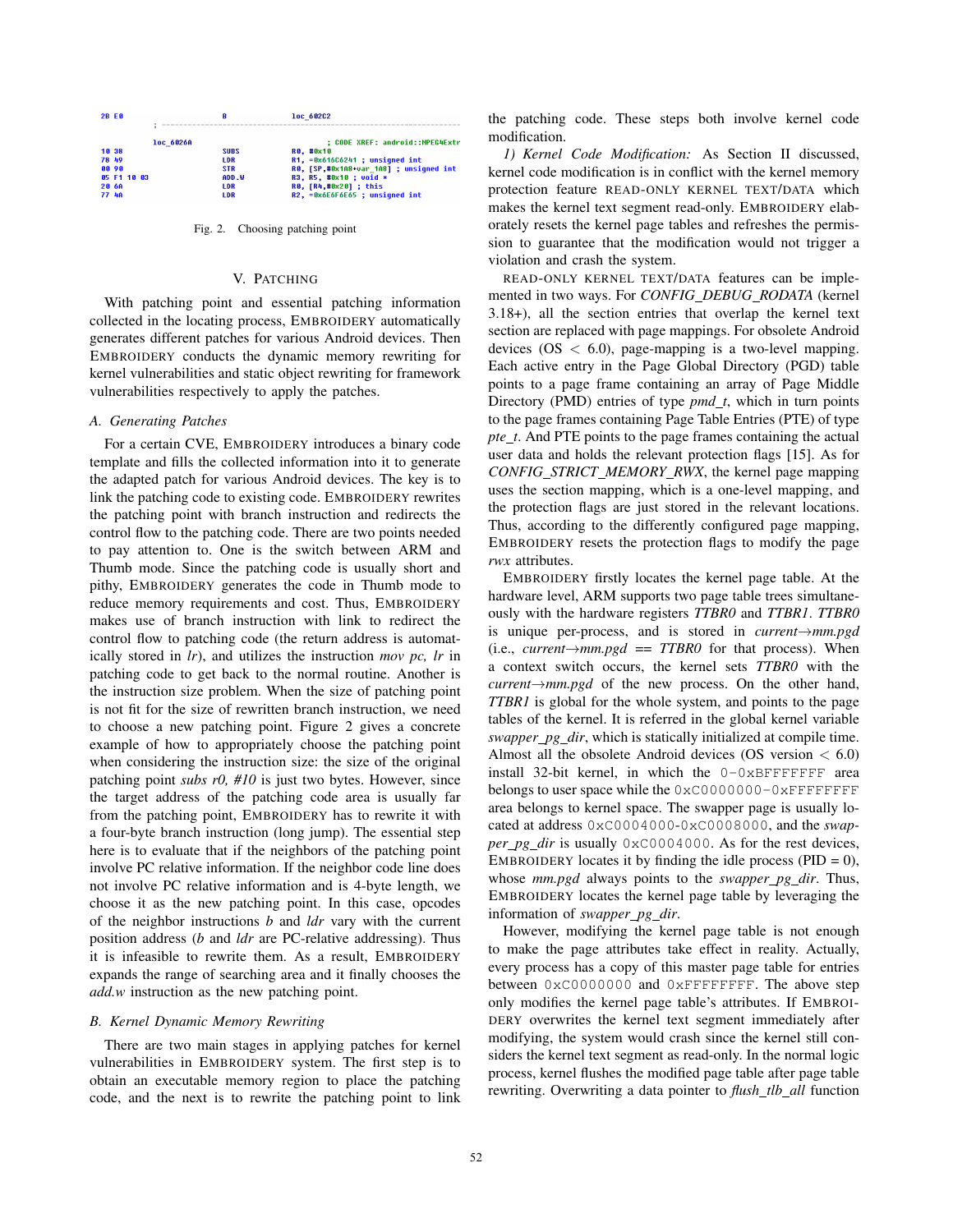```
28 E0                      B          loc_6B2C2
              ; ---------------------------------------------------------------

              loc_6B26A                          ; CODE XREF: android::MPEG4Extr
10 38                      SUBS       R0, #0x10
78 49                      LDR        R1, =0x616C6241 ; unsigned int
00 90                      STR        R0, [SP,#0x1A8+var_1A8] ; unsigned int
05 F1 10 03                ADD.W      R3, R5, #0x10 ; void *
20 6A                      LDR        R0, [R4,#0x20] ; this
77 4A                      LDR        R2, =0x6E6F6E65 ; unsigned int
```

Fig. 2. Choosing patching point

## V. PATCHING

With patching point and essential patching information collected in the locating process, EMBROIDERY automatically generates different patches for various Android devices. Then EMBROIDERY conducts the dynamic memory rewriting for kernel vulnerabilities and static object rewriting for framework vulnerabilities respectively to apply the patches.

### A. Generating Patches

For a certain CVE, EMBROIDERY introduces a binary code template and fills the collected information into it to generate the adapted patch for various Android devices. The key is to link the patching code to existing code. EMBROIDERY rewrites the patching point with branch instruction and redirects the control flow to the patching code. There are two points needed to pay attention to. One is the switch between ARM and Thumb mode. Since the patching code is usually short and pithy, EMBROIDERY generates the code in Thumb mode to reduce memory requirements and cost. Thus, EMBROIDERY makes use of branch instruction with link to redirect the control flow to patching code (the return address is automatically stored in *lr*), and utilizes the instruction *mov pc, lr* in patching code to get back to the normal routine. Another is the instruction size problem. When the size of patching point is not fit for the size of rewritten branch instruction, we need to choose a new patching point. Figure 2 gives a concrete example of how to appropriately choose the patching point when considering the instruction size: the size of the original patching point *subs r0, #10* is just two bytes. However, since the target address of the patching code area is usually far from the patching point, EMBROIDERY has to rewrite it with a four-byte branch instruction (long jump). The essential step here is to evaluate that if the neighbors of the patching point involve PC relative information. If the neighbor code line does not involve PC relative information and is 4-byte length, we choose it as the new patching point. In this case, opcodes of the neighbor instructions *b* and *ldr* vary with the current position address (*b* and *ldr* are PC-relative addressing). Thus it is infeasible to rewrite them. As a result, EMBROIDERY expands the range of searching area and it finally chooses the *add.w* instruction as the new patching point.

### B. Kernel Dynamic Memory Rewriting

There are two main stages in applying patches for kernel vulnerabilities in EMBROIDERY system. The first step is to obtain an executable memory region to place the patching code, and the next is to rewrite the patching point to link the patching code. These steps both involve kernel code modification.

*1) Kernel Code Modification:* As Section II discussed, kernel code modification is in conflict with the kernel memory protection feature READ-ONLY KERNEL TEXT/DATA which makes the kernel text segment read-only. EMBROIDERY elaborately resets the kernel page tables and refreshes the permission to guarantee that the modification would not trigger a violation and crash the system.

READ-ONLY KERNEL TEXT/DATA features can be implemented in two ways. For *CONFIG_DEBUG_RODATA* (kernel 3.18+), all the section entries that overlap the kernel text section are replaced with page mappings. For obsolete Android devices (OS $<$ 6.0), page-mapping is a two-level mapping. Each active entry in the Page Global Directory (PGD) table points to a page frame containing an array of Page Middle Directory (PMD) entries of type *pmd_t*, which in turn points to the page frames containing Page Table Entries (PTE) of type *pte_t*. And PTE points to the page frames containing the actual user data and holds the relevant protection flags [15]. As for *CONFIG_STRICT_MEMORY_RWX*, the kernel page mapping uses the section mapping, which is a one-level mapping, and the protection flags are just stored in the relevant locations. Thus, according to the differently configured page mapping, EMBROIDERY resets the protection flags to modify the page *rwx* attributes.

EMBROIDERY firstly locates the kernel page table. At the hardware level, ARM supports two page table trees simultaneously with the hardware registers *TTBR0* and *TTBR1*. *TTBR0* is unique per-process, and is stored in *current→mm.pgd* (i.e., *current→mm.pgd* == *TTBR0* for that process). When a context switch occurs, the kernel sets *TTBR0* with the *current→mm.pgd* of the new process. On the other hand, *TTBR1* is global for the whole system, and points to the page tables of the kernel. It is referred in the global kernel variable *swapper_pg_dir*, which is statically initialized at compile time. Almost all the obsolete Android devices (OS version $<$ 6.0) install 32-bit kernel, in which the `0-0xBFFFFFFF` area belongs to user space while the `0xC0000000-0xFFFFFFFF` area belongs to kernel space. The swapper page is usually located at address `0xC0004000-0xC0008000`, and the *swapper_pg_dir* is usually `0xC0004000`. As for the rest devices, EMBROIDERY locates it by finding the idle process (PID = 0), whose *mm.pgd* always points to the *swapper_pg_dir*. Thus, EMBROIDERY locates the kernel page table by leveraging the information of *swapper_pg_dir*.

However, modifying the kernel page table is not enough to make the page attributes take effect in reality. Actually, every process has a copy of this master page table for entries between `0xC0000000` and `0xFFFFFFFF`. The above step only modifies the kernel page table's attributes. If EMBROIDERY overwrites the kernel text segment immediately after modifying, the system would crash since the kernel still considers the kernel text segment as read-only. In the normal logic process, kernel flushes the modified page table after page table rewriting. Overwriting a data pointer to *flush_tlb_all* function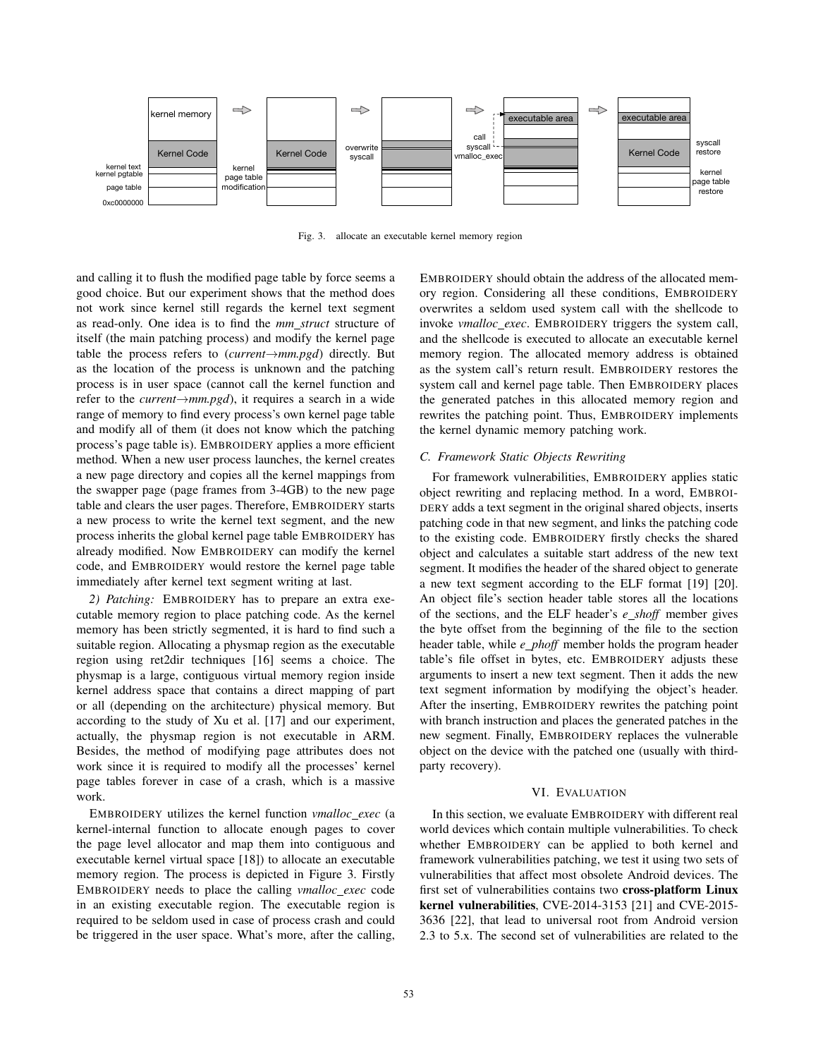kernel memory

Kernel Code

kernel text
kernel pgtable
page table
0xc0000000

kernel
page table
modification

Kernel Code

overwrite
syscall

call
syscall
vmalloc_exec

executable area

executable area

Kernel Code

syscall
restore

kernel
page table
restore

Fig. 3. allocate an executable kernel memory region

and calling it to flush the modified page table by force seems a good choice. But our experiment shows that the method does not work since kernel still regards the kernel text segment as read-only. One idea is to find the *mm_struct* structure of itself (the main patching process) and modify the kernel page table the process refers to (*current→mm.pgd*) directly. But as the location of the process is unknown and the patching process is in user space (cannot call the kernel function and refer to the *current→mm.pgd*), it requires a search in a wide range of memory to find every process's own kernel page table and modify all of them (it does not know which the patching process's page table is). EMBROIDERY applies a more efficient method. When a new user process launches, the kernel creates a new page directory and copies all the kernel mappings from the swapper page (page frames from 3-4GB) to the new page table and clears the user pages. Therefore, EMBROIDERY starts a new process to write the kernel text segment, and the new process inherits the global kernel page table EMBROIDERY has already modified. Now EMBROIDERY can modify the kernel code, and EMBROIDERY would restore the kernel page table immediately after kernel text segment writing at last.

*2) Patching:* EMBROIDERY has to prepare an extra executable memory region to place patching code. As the kernel memory has been strictly segmented, it is hard to find such a suitable region. Allocating a physmap region as the executable region using ret2dir techniques [16] seems a choice. The physmap is a large, contiguous virtual memory region inside kernel address space that contains a direct mapping of part or all (depending on the architecture) physical memory. But according to the study of Xu et al. [17] and our experiment, actually, the physmap region is not executable in ARM. Besides, the method of modifying page attributes does not work since it is required to modify all the processes' kernel page tables forever in case of a crash, which is a massive work.

EMBROIDERY utilizes the kernel function *vmalloc_exec* (a kernel-internal function to allocate enough pages to cover the page level allocator and map them into contiguous and executable kernel virtual space [18]) to allocate an executable memory region. The process is depicted in Figure 3. Firstly EMBROIDERY needs to place the calling *vmalloc_exec* code in an existing executable region. The executable region is required to be seldom used in case of process crash and could be triggered in the user space. What's more, after the calling, EMBROIDERY should obtain the address of the allocated memory region. Considering all these conditions, EMBROIDERY overwrites a seldom used system call with the shellcode to invoke *vmalloc_exec*. EMBROIDERY triggers the system call, and the shellcode is executed to allocate an executable kernel memory region. The allocated memory address is obtained as the system call's return result. EMBROIDERY restores the system call and kernel page table. Then EMBROIDERY places the generated patches in this allocated memory region and rewrites the patching point. Thus, EMBROIDERY implements the kernel dynamic memory patching work.

### C. Framework Static Objects Rewriting

For framework vulnerabilities, EMBROIDERY applies static object rewriting and replacing method. In a word, EMBROIDERY adds a text segment in the original shared objects, inserts patching code in that new segment, and links the patching code to the existing code. EMBROIDERY firstly checks the shared object and calculates a suitable start address of the new text segment. It modifies the header of the shared object to generate a new text segment according to the ELF format [19] [20]. An object file's section header table stores all the locations of the sections, and the ELF header's *e_shoff* member gives the byte offset from the beginning of the file to the section header table, while *e_phoff* member holds the program header table's file offset in bytes, etc. EMBROIDERY adjusts these arguments to insert a new text segment. Then it adds the new text segment information by modifying the object's header. After the inserting, EMBROIDERY rewrites the patching point with branch instruction and places the generated patches in the new segment. Finally, EMBROIDERY replaces the vulnerable object on the device with the patched one (usually with third-party recovery).

## VI. EVALUATION

In this section, we evaluate EMBROIDERY with different real world devices which contain multiple vulnerabilities. To check whether EMBROIDERY can be applied to both kernel and framework vulnerabilities patching, we test it using two sets of vulnerabilities that affect most obsolete Android devices. The first set of vulnerabilities contains two **cross-platform Linux kernel vulnerabilities**, CVE-2014-3153 [21] and CVE-2015-3636 [22], that lead to universal root from Android version 2.3 to 5.x. The second set of vulnerabilities are related to the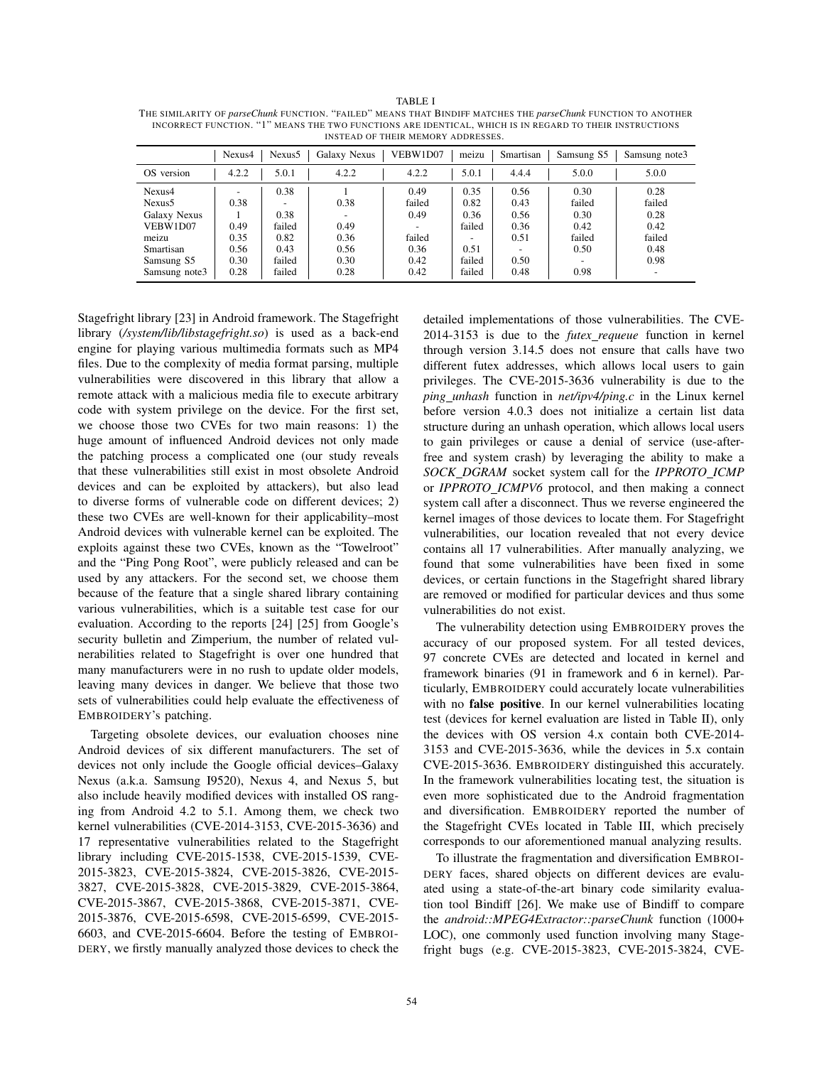TABLE I

THE SIMILARITY OF *parseChunk* FUNCTION. "FAILED" MEANS THAT BINDIFF MATCHES THE *parseChunk* FUNCTION TO ANOTHER INCORRECT FUNCTION. "1" MEANS THE TWO FUNCTIONS ARE IDENTICAL, WHICH IS IN REGARD TO THEIR INSTRUCTIONS INSTEAD OF THEIR MEMORY ADDRESSES.

| | Nexus4 | Nexus5 | Galaxy Nexus | VEBW1D07 | meizu | Smartisan | Samsung S5 | Samsung note3 |
|---|---|---|---|---|---|---|---|---|
| OS version | 4.2.2 | 5.0.1 | 4.2.2 | 4.2.2 | 5.0.1 | 4.4.4 | 5.0.0 | 5.0.0 |
| Nexus4 | - | 0.38 | 1 | 0.49 | 0.35 | 0.56 | 0.30 | 0.28 |
| Nexus5 | 0.38 | - | 0.38 | failed | 0.82 | 0.43 | failed | failed |
| Galaxy Nexus | 1 | 0.38 | - | 0.49 | 0.36 | 0.56 | 0.30 | 0.28 |
| VEBW1D07 | 0.49 | failed | 0.49 | - | failed | 0.36 | 0.42 | 0.42 |
| meizu | 0.35 | 0.82 | 0.36 | failed | - | 0.51 | failed | failed |
| Smartisan | 0.56 | 0.43 | 0.56 | 0.36 | 0.51 | - | 0.50 | 0.48 |
| Samsung S5 | 0.30 | failed | 0.30 | 0.42 | failed | 0.50 | - | 0.98 |
| Samsung note3 | 0.28 | failed | 0.28 | 0.42 | failed | 0.48 | 0.98 | - |

Stagefright library [23] in Android framework. The Stagefright library (*/system/lib/libstagefright.so*) is used as a back-end engine for playing various multimedia formats such as MP4 files. Due to the complexity of media format parsing, multiple vulnerabilities were discovered in this library that allow a remote attack with a malicious media file to execute arbitrary code with system privilege on the device. For the first set, we choose those two CVEs for two main reasons: 1) the huge amount of influenced Android devices not only made the patching process a complicated one (our study reveals that these vulnerabilities still exist in most obsolete Android devices and can be exploited by attackers), but also lead to diverse forms of vulnerable code on different devices; 2) these two CVEs are well-known for their applicability–most Android devices with vulnerable kernel can be exploited. The exploits against these two CVEs, known as the "Towelroot" and the "Ping Pong Root", were publicly released and can be used by any attackers. For the second set, we choose them because of the feature that a single shared library containing various vulnerabilities, which is a suitable test case for our evaluation. According to the reports [24] [25] from Google's security bulletin and Zimperium, the number of related vulnerabilities related to Stagefright is over one hundred that many manufacturers were in no rush to update older models, leaving many devices in danger. We believe that those two sets of vulnerabilities could help evaluate the effectiveness of EMBROIDERY's patching.

Targeting obsolete devices, our evaluation chooses nine Android devices of six different manufacturers. The set of devices not only include the Google official devices–Galaxy Nexus (a.k.a. Samsung I9520), Nexus 4, and Nexus 5, but also include heavily modified devices with installed OS ranging from Android 4.2 to 5.1. Among them, we check two kernel vulnerabilities (CVE-2014-3153, CVE-2015-3636) and 17 representative vulnerabilities related to the Stagefright library including CVE-2015-1538, CVE-2015-1539, CVE-2015-3823, CVE-2015-3824, CVE-2015-3826, CVE-2015-3827, CVE-2015-3828, CVE-2015-3829, CVE-2015-3864, CVE-2015-3867, CVE-2015-3868, CVE-2015-3871, CVE-2015-3876, CVE-2015-6598, CVE-2015-6599, CVE-2015-6603, and CVE-2015-6604. Before the testing of EMBROIDERY, we firstly manually analyzed those devices to check the detailed implementations of those vulnerabilities. The CVE-2014-3153 is due to the *futex_requeue* function in kernel through version 3.14.5 does not ensure that calls have two different futex addresses, which allows local users to gain privileges. The CVE-2015-3636 vulnerability is due to the *ping_unhash* function in *net/ipv4/ping.c* in the Linux kernel before version 4.0.3 does not initialize a certain list data structure during an unhash operation, which allows local users to gain privileges or cause a denial of service (use-after-free and system crash) by leveraging the ability to make a *SOCK_DGRAM* socket system call for the *IPPROTO_ICMP* or *IPPROTO_ICMPV6* protocol, and then making a connect system call after a disconnect. Thus we reverse engineered the kernel images of those devices to locate them. For Stagefright vulnerabilities, our location revealed that not every device contains all 17 vulnerabilities. After manually analyzing, we found that some vulnerabilities have been fixed in some devices, or certain functions in the Stagefright shared library are removed or modified for particular devices and thus some vulnerabilities do not exist.

The vulnerability detection using EMBROIDERY proves the accuracy of our proposed system. For all tested devices, 97 concrete CVEs are detected and located in kernel and framework binaries (91 in framework and 6 in kernel). Particularly, EMBROIDERY could accurately locate vulnerabilities with no **false positive**. In our kernel vulnerabilities locating test (devices for kernel evaluation are listed in Table II), only the devices with OS version 4.x contain both CVE-2014-3153 and CVE-2015-3636, while the devices in 5.x contain CVE-2015-3636. EMBROIDERY distinguished this accurately. In the framework vulnerabilities locating test, the situation is even more sophisticated due to the Android fragmentation and diversification. EMBROIDERY reported the number of the Stagefright CVEs located in Table III, which precisely corresponds to our aforementioned manual analyzing results.

To illustrate the fragmentation and diversification EMBROIDERY faces, shared objects on different devices are evaluated using a state-of-the-art binary code similarity evaluation tool Bindiff [26]. We make use of Bindiff to compare the *android::MPEG4Extractor::parseChunk* function (1000+ LOC), one commonly used function involving many Stagefright bugs (e.g. CVE-2015-3823, CVE-2015-3824, CVE-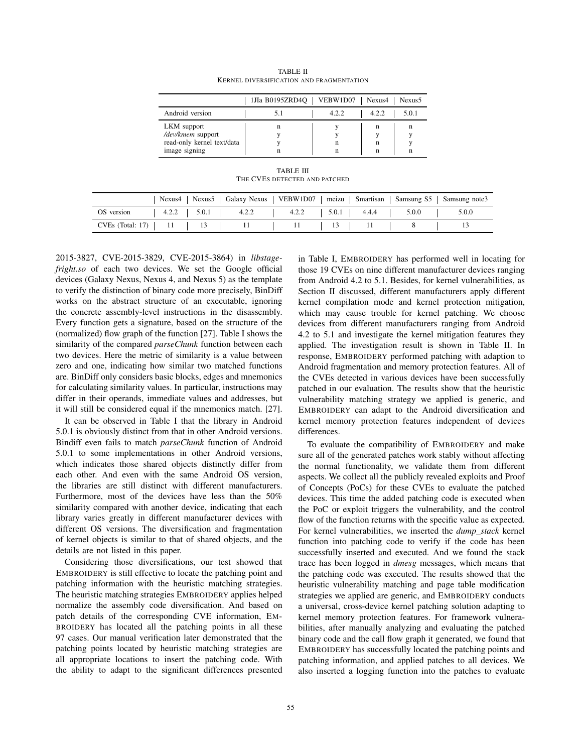TABLE II
KERNEL DIVERSIFICATION AND FRAGMENTATION

| | 1JIa B0195ZRD4Q | VEBW1D07 | Nexus4 | Nexus5 |
|---|---|---|---|---|
| Android version | 5.1 | 4.2.2 | 4.2.2 | 5.0.1 |
| LKM support | n | y | n | n |
| */dev/kmem* support | y | y | y | y |
| read-only kernel text/data | y | n | n | y |
| image signing | n | n | n | n |

TABLE III
THE CVES DETECTED AND PATCHED

| | Nexus4 | Nexus5 | Galaxy Nexus | VEBW1D07 | meizu | Smartisan | Samsung S5 | Samsung note3 |
|---|---|---|---|---|---|---|---|---|
| OS version | 4.2.2 | 5.0.1 | 4.2.2 | 4.2.2 | 5.0.1 | 4.4.4 | 5.0.0 | 5.0.0 |
| CVEs (Total: 17) | 11 | 13 | 11 | 11 | 13 | 11 | 8 | 13 |

2015-3827, CVE-2015-3829, CVE-2015-3864) in *libstagefright.so* of each two devices. We set the Google official devices (Galaxy Nexus, Nexus 4, and Nexus 5) as the template to verify the distinction of binary code more precisely, BinDiff works on the abstract structure of an executable, ignoring the concrete assembly-level instructions in the disassembly. Every function gets a signature, based on the structure of the (normalized) flow graph of the function [27]. Table I shows the similarity of the compared *parseChunk* function between each two devices. Here the metric of similarity is a value between zero and one, indicating how similar two matched functions are. BinDiff only considers basic blocks, edges and mnemonics for calculating similarity values. In particular, instructions may differ in their operands, immediate values and addresses, but it will still be considered equal if the mnemonics match. [27].

It can be observed in Table I that the library in Android 5.0.1 is obviously distinct from that in other Android versions. Bindiff even fails to match *parseChunk* function of Android 5.0.1 to some implementations in other Android versions, which indicates those shared objects distinctly differ from each other. And even with the same Android OS version, the libraries are still distinct with different manufacturers. Furthermore, most of the devices have less than the 50% similarity compared with another device, indicating that each library varies greatly in different manufacturer devices with different OS versions. The diversification and fragmentation of kernel objects is similar to that of shared objects, and the details are not listed in this paper.

Considering those diversifications, our test showed that EMBROIDERY is still effective to locate the patching point and patching information with the heuristic matching strategies. The heuristic matching strategies EMBROIDERY applies helped normalize the assembly code diversification. And based on patch details of the corresponding CVE information, EMBROIDERY has located all the patching points in all these 97 cases. Our manual verification later demonstrated that the patching points located by heuristic matching strategies are all appropriate locations to insert the patching code. With the ability to adapt to the significant differences presented in Table I, EMBROIDERY has performed well in locating for those 19 CVEs on nine different manufacturer devices ranging from Android 4.2 to 5.1. Besides, for kernel vulnerabilities, as Section II discussed, different manufacturers apply different kernel compilation mode and kernel protection mitigation, which may cause trouble for kernel patching. We choose devices from different manufacturers ranging from Android 4.2 to 5.1 and investigate the kernel mitigation features they applied. The investigation result is shown in Table II. In response, EMBROIDERY performed patching with adaption to Android fragmentation and memory protection features. All of the CVEs detected in various devices have been successfully patched in our evaluation. The results show that the heuristic vulnerability matching strategy we applied is generic, and EMBROIDERY can adapt to the Android diversification and kernel memory protection features independent of devices differences.

To evaluate the compatibility of EMBROIDERY and make sure all of the generated patches work stably without affecting the normal functionality, we validate them from different aspects. We collect all the publicly revealed exploits and Proof of Concepts (PoCs) for these CVEs to evaluate the patched devices. This time the added patching code is executed when the PoC or exploit triggers the vulnerability, and the control flow of the function returns with the specific value as expected. For kernel vulnerabilities, we inserted the *dump_stack* kernel function into patching code to verify if the code has been successfully inserted and executed. And we found the stack trace has been logged in *dmesg* messages, which means that the patching code was executed. The results showed that the heuristic vulnerability matching and page table modification strategies we applied are generic, and EMBROIDERY conducts a universal, cross-device kernel patching solution adapting to kernel memory protection features. For framework vulnerabilities, after manually analyzing and evaluating the patched binary code and the call flow graph it generated, we found that EMBROIDERY has successfully located the patching points and patching information, and applied patches to all devices. We also inserted a logging function into the patches to evaluate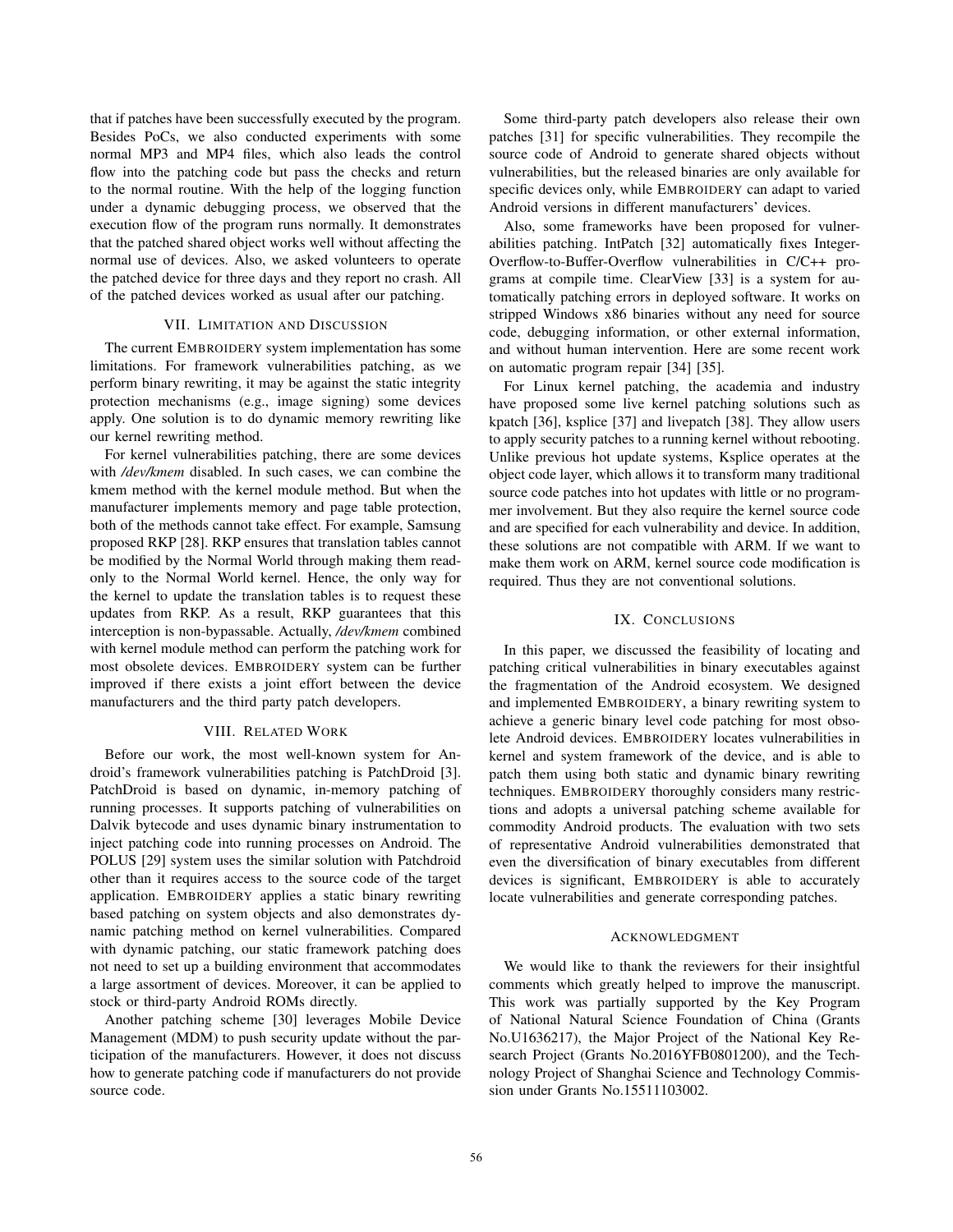that if patches have been successfully executed by the program. Besides PoCs, we also conducted experiments with some normal MP3 and MP4 files, which also leads the control flow into the patching code but pass the checks and return to the normal routine. With the help of the logging function under a dynamic debugging process, we observed that the execution flow of the program runs normally. It demonstrates that the patched shared object works well without affecting the normal use of devices. Also, we asked volunteers to operate the patched device for three days and they report no crash. All of the patched devices worked as usual after our patching.

## VII. Limitation and Discussion

The current EMBROIDERY system implementation has some limitations. For framework vulnerabilities patching, as we perform binary rewriting, it may be against the static integrity protection mechanisms (e.g., image signing) some devices apply. One solution is to do dynamic memory rewriting like our kernel rewriting method.

For kernel vulnerabilities patching, there are some devices with */dev/kmem* disabled. In such cases, we can combine the kmem method with the kernel module method. But when the manufacturer implements memory and page table protection, both of the methods cannot take effect. For example, Samsung proposed RKP [28]. RKP ensures that translation tables cannot be modified by the Normal World through making them read-only to the Normal World kernel. Hence, the only way for the kernel to update the translation tables is to request these updates from RKP. As a result, RKP guarantees that this interception is non-bypassable. Actually, */dev/kmem* combined with kernel module method can perform the patching work for most obsolete devices. EMBROIDERY system can be further improved if there exists a joint effort between the device manufacturers and the third party patch developers.

## VIII. Related Work

Before our work, the most well-known system for Android's framework vulnerabilities patching is PatchDroid [3]. PatchDroid is based on dynamic, in-memory patching of running processes. It supports patching of vulnerabilities on Dalvik bytecode and uses dynamic binary instrumentation to inject patching code into running processes on Android. The POLUS [29] system uses the similar solution with Patchdroid other than it requires access to the source code of the target application. EMBROIDERY applies a static binary rewriting based patching on system objects and also demonstrates dynamic patching method on kernel vulnerabilities. Compared with dynamic patching, our static framework patching does not need to set up a building environment that accommodates a large assortment of devices. Moreover, it can be applied to stock or third-party Android ROMs directly.

Another patching scheme [30] leverages Mobile Device Management (MDM) to push security update without the participation of the manufacturers. However, it does not discuss how to generate patching code if manufacturers do not provide source code.

Some third-party patch developers also release their own patches [31] for specific vulnerabilities. They recompile the source code of Android to generate shared objects without vulnerabilities, but the released binaries are only available for specific devices only, while EMBROIDERY can adapt to varied Android versions in different manufacturers' devices.

Also, some frameworks have been proposed for vulnerabilities patching. IntPatch [32] automatically fixes Integer-Overflow-to-Buffer-Overflow vulnerabilities in C/C++ programs at compile time. ClearView [33] is a system for automatically patching errors in deployed software. It works on stripped Windows x86 binaries without any need for source code, debugging information, or other external information, and without human intervention. Here are some recent work on automatic program repair [34] [35].

For Linux kernel patching, the academia and industry have proposed some live kernel patching solutions such as kpatch [36], ksplice [37] and livepatch [38]. They allow users to apply security patches to a running kernel without rebooting. Unlike previous hot update systems, Ksplice operates at the object code layer, which allows it to transform many traditional source code patches into hot updates with little or no programmer involvement. But they also require the kernel source code and are specified for each vulnerability and device. In addition, these solutions are not compatible with ARM. If we want to make them work on ARM, kernel source code modification is required. Thus they are not conventional solutions.

## IX. Conclusions

In this paper, we discussed the feasibility of locating and patching critical vulnerabilities in binary executables against the fragmentation of the Android ecosystem. We designed and implemented EMBROIDERY, a binary rewriting system to achieve a generic binary level code patching for most obsolete Android devices. EMBROIDERY locates vulnerabilities in kernel and system framework of the device, and is able to patch them using both static and dynamic binary rewriting techniques. EMBROIDERY thoroughly considers many restrictions and adopts a universal patching scheme available for commodity Android products. The evaluation with two sets of representative Android vulnerabilities demonstrated that even the diversification of binary executables from different devices is significant, EMBROIDERY is able to accurately locate vulnerabilities and generate corresponding patches.

## Acknowledgment

We would like to thank the reviewers for their insightful comments which greatly helped to improve the manuscript. This work was partially supported by the Key Program of National Natural Science Foundation of China (Grants No.U1636217), the Major Project of the National Key Research Project (Grants No.2016YFB0801200), and the Technology Project of Shanghai Science and Technology Commission under Grants No.15511103002.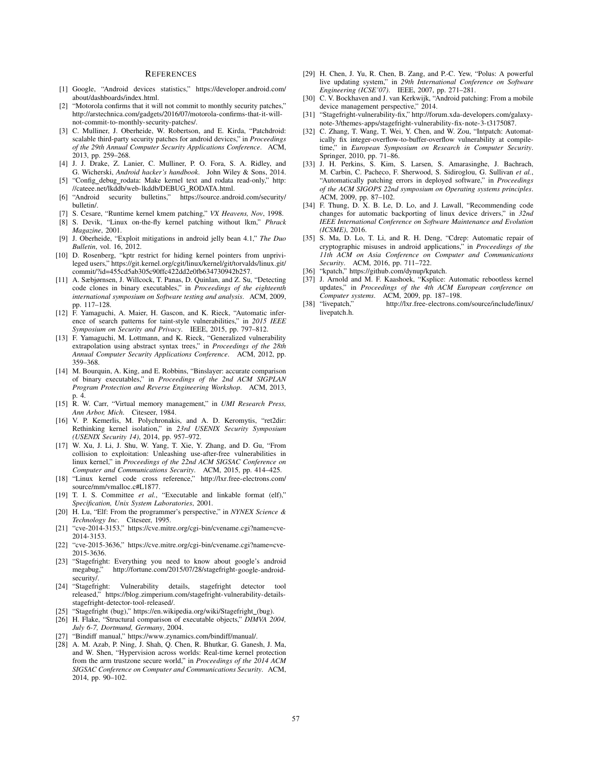# References

[1] Google, "Android devices statistics," https://developer.android.com/about/dashboards/index.html.

[2] "Motorola confirms that it will not commit to monthly security patches," http://arstechnica.com/gadgets/2016/07/motorola-confirms-that-it-will-not-commit-to-monthly-security-patches/.

[3] C. Mulliner, J. Oberheide, W. Robertson, and E. Kirda, "Patchdroid: scalable third-party security patches for android devices," in *Proceedings of the 29th Annual Computer Security Applications Conference*. ACM, 2013, pp. 259–268.

[4] J. J. Drake, Z. Lanier, C. Mulliner, P. O. Fora, S. A. Ridley, and G. Wicherski, *Android hacker's handbook*. John Wiley & Sons, 2014.

[5] "Config_debug_rodata: Make kernel text and rodata read-only," http://cateee.net/lkddb/web-lkddb/DEBUG_RODATA.html.

[6] "Android security bulletins," https://source.android.com/security/bulletin/.

[7] S. Cesare, "Runtime kernel kmem patching," *VX Heavens, Nov*, 1998.

[8] S. Devik, "Linux on-the-fly kernel patching without lkm," *Phrack Magazine*, 2001.

[9] J. Oberheide, "Exploit mitigations in android jelly bean 4.1," *The Duo Bulletin*, vol. 16, 2012.

[10] D. Rosenberg, "kptr restrict for hiding kernel pointers from unprivileged users," https://git.kernel.org/cgit/linux/kernel/git/torvalds/linux.git/commit/?id=455cd5ab305c90ffc422dd2e0fb634730942b257.

[11] A. Sæbjørnsen, J. Willcock, T. Panas, D. Quinlan, and Z. Su, "Detecting code clones in binary executables," in *Proceedings of the eighteenth international symposium on Software testing and analysis*. ACM, 2009, pp. 117–128.

[12] F. Yamaguchi, A. Maier, H. Gascon, and K. Rieck, "Automatic inference of search patterns for taint-style vulnerabilities," in *2015 IEEE Symposium on Security and Privacy*. IEEE, 2015, pp. 797–812.

[13] F. Yamaguchi, M. Lottmann, and K. Rieck, "Generalized vulnerability extrapolation using abstract syntax trees," in *Proceedings of the 28th Annual Computer Security Applications Conference*. ACM, 2012, pp. 359–368.

[14] M. Bourquin, A. King, and E. Robbins, "Binslayer: accurate comparison of binary executables," in *Proceedings of the 2nd ACM SIGPLAN Program Protection and Reverse Engineering Workshop*. ACM, 2013, p. 4.

[15] R. W. Carr, "Virtual memory management," in *UMI Research Press, Ann Arbor, Mich*. Citeseer, 1984.

[16] V. P. Kemerlis, M. Polychronakis, and A. D. Keromytis, "ret2dir: Rethinking kernel isolation," in *23rd USENIX Security Symposium (USENIX Security 14)*, 2014, pp. 957–972.

[17] W. Xu, J. Li, J. Shu, W. Yang, T. Xie, Y. Zhang, and D. Gu, "From collision to exploitation: Unleashing use-after-free vulnerabilities in linux kernel," in *Proceedings of the 22nd ACM SIGSAC Conference on Computer and Communications Security*. ACM, 2015, pp. 414–425.

[18] "Linux kernel code cross reference," http://lxr.free-electrons.com/source/mm/vmalloc.c#L1877.

[19] T. I. S. Committee *et al.*, "Executable and linkable format (elf)," *Specification, Unix System Laboratories*, 2001.

[20] H. Lu, "Elf: From the programmer's perspective," in *NYNEX Science & Technology Inc*. Citeseer, 1995.

[21] "cve-2014-3153," https://cve.mitre.org/cgi-bin/cvename.cgi?name=cve-2014-3153.

[22] "cve-2015-3636," https://cve.mitre.org/cgi-bin/cvename.cgi?name=cve-2015-3636.

[23] "Stagefright: Everything you need to know about google's android megabug," http://fortune.com/2015/07/28/stagefright-google-android-security/.

[24] "Stagefright: Vulnerability details, stagefright detector tool released," https://blog.zimperium.com/stagefright-vulnerability-details-stagefright-detector-tool-released/.

[25] "Stagefright (bug)," https://en.wikipedia.org/wiki/Stagefright_(bug).

[26] H. Flake, "Structural comparison of executable objects," *DIMVA 2004, July 6-7, Dortmund, Germany*, 2004.

[27] "Bindiff manual," https://www.zynamics.com/bindiff/manual/.

[28] A. M. Azab, P. Ning, J. Shah, Q. Chen, R. Bhutkar, G. Ganesh, J. Ma, and W. Shen, "Hypervision across worlds: Real-time kernel protection from the arm trustzone secure world," in *Proceedings of the 2014 ACM SIGSAC Conference on Computer and Communications Security*. ACM, 2014, pp. 90–102.

[29] H. Chen, J. Yu, R. Chen, B. Zang, and P.-C. Yew, "Polus: A powerful live updating system," in *29th International Conference on Software Engineering (ICSE'07)*. IEEE, 2007, pp. 271–281.

[30] C. V. Bockhaven and J. van Kerkwijk, "Android patching: From a mobile device management perspective," 2014.

[31] "Stagefright-vulnerability-fix," http://forum.xda-developers.com/galaxy-note-3/themes-apps/stagefright-vulnerability-fix-note-3-t3175087.

[32] C. Zhang, T. Wang, T. Wei, Y. Chen, and W. Zou, "Intpatch: Automatically fix integer-overflow-to-buffer-overflow vulnerability at compile-time," in *European Symposium on Research in Computer Security*. Springer, 2010, pp. 71–86.

[33] J. H. Perkins, S. Kim, S. Larsen, S. Amarasinghe, J. Bachrach, M. Carbin, C. Pacheco, F. Sherwood, S. Sidiroglou, G. Sullivan *et al.*, "Automatically patching errors in deployed software," in *Proceedings of the ACM SIGOPS 22nd symposium on Operating systems principles*. ACM, 2009, pp. 87–102.

[34] F. Thung, D. X. B. Le, D. Lo, and J. Lawall, "Recommending code changes for automatic backporting of linux device drivers," in *32nd IEEE International Conference on Software Maintenance and Evolution (ICSME)*, 2016.

[35] S. Ma, D. Lo, T. Li, and R. H. Deng, "Cdrep: Automatic repair of cryptographic misuses in android applications," in *Proceedings of the 11th ACM on Asia Conference on Computer and Communications Security*. ACM, 2016, pp. 711–722.

[36] "kpatch," https://github.com/dynup/kpatch.

[37] J. Arnold and M. F. Kaashoek, "Ksplice: Automatic rebootless kernel updates," in *Proceedings of the 4th ACM European conference on Computer systems*. ACM, 2009, pp. 187–198.

[38] "livepatch," http://lxr.free-electrons.com/source/include/linux/livepatch.h.